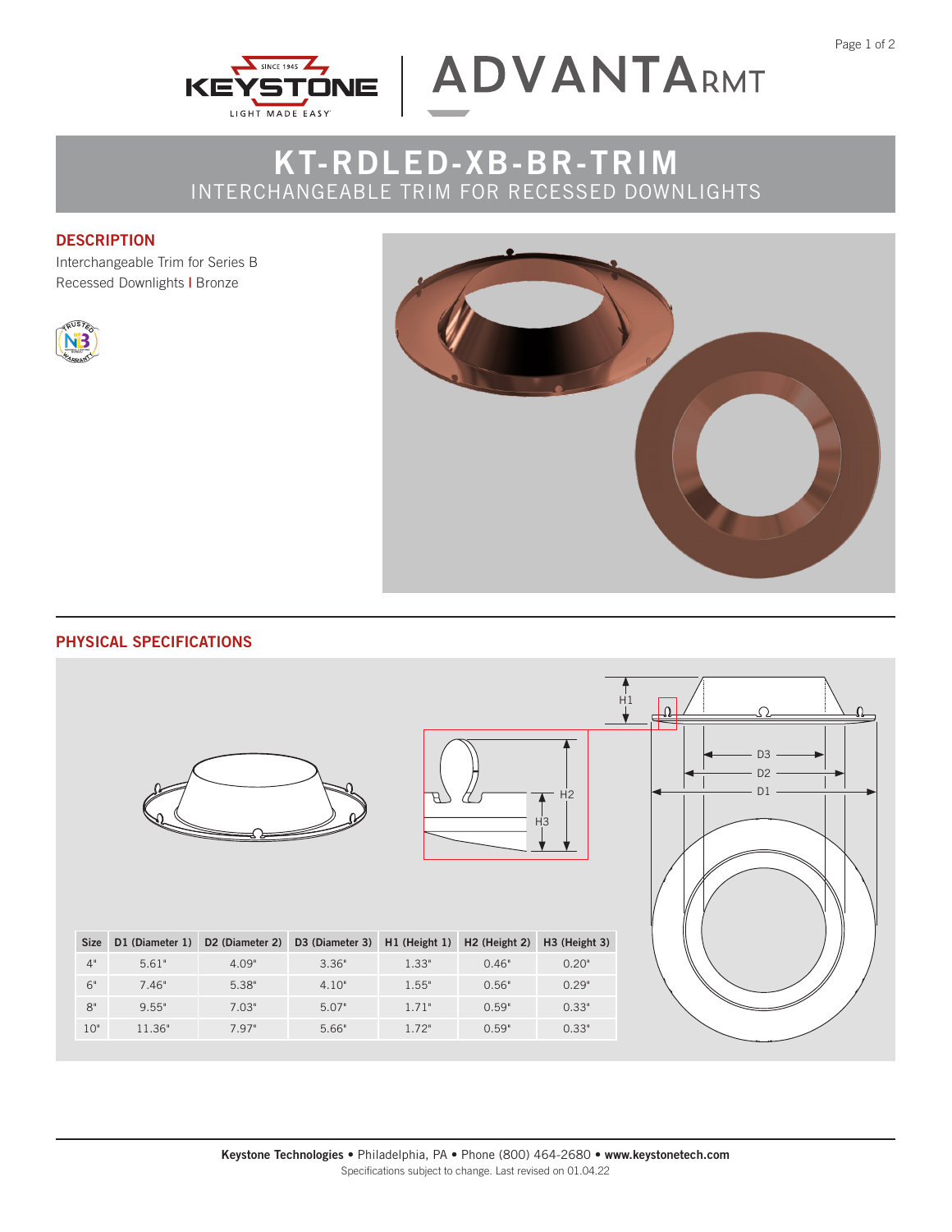# KT-RDLED-XB-BR-TRIM

INTERCHANGEABLE TRIM FOR RECESSED DOWNLIGHTS

## DESCRIPTION

Interchangeable Trim for Series B Recessed Downlights | Bronze

## PHYSICAL SPECIFICATIONS

| Size | D1 (Diameter 1) | D2 (Diameter 2) | D3 (Diameter 3) | H1 (Height 1) | H2 (Height 2) | H3 (Height 3) |
|---|---|---|---|---|---|---|
| 4" | 5.61" | 4.09" | 3.36" | 1.33" | 0.46" | 0.20" |
| 6" | 7.46" | 5.38" | 4.10" | 1.55" | 0.56" | 0.29" |
| 8" | 9.55" | 7.03" | 5.07" | 1.71" | 0.59" | 0.33" |
| 10" | 11.36" | 7.97" | 5.66" | 1.72" | 0.59" | 0.33" |

**Keystone Technologies** • Philadelphia, PA • Phone (800) 464-2680 • **www.keystonetech.com**

Specifications subject to change. Last revised on 01.04.22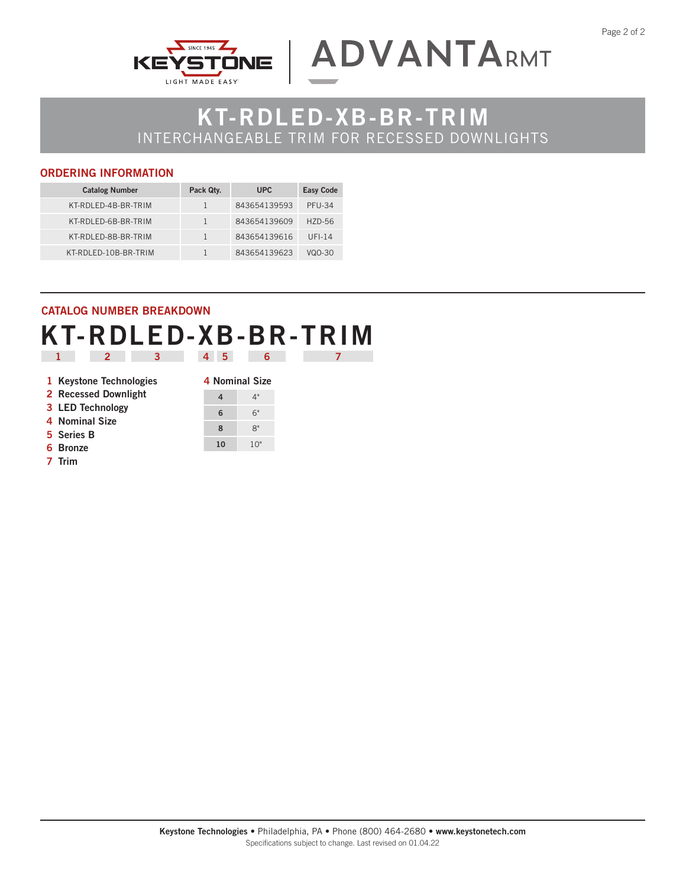KEYSTONE | ADVANTA RMT

# KT-RDLED-XB-BR-TRIM

INTERCHANGEABLE TRIM FOR RECESSED DOWNLIGHTS

## ORDERING INFORMATION

| Catalog Number | Pack Qty. | UPC | Easy Code |
|---|---|---|---|
| KT-RDLED-4B-BR-TRIM | 1 | 843654139593 | PFU-34 |
| KT-RDLED-6B-BR-TRIM | 1 | 843654139609 | HZD-56 |
| KT-RDLED-8B-BR-TRIM | 1 | 843654139616 | UFI-14 |
| KT-RDLED-10B-BR-TRIM | 1 | 843654139623 | VQO-30 |

## CATALOG NUMBER BREAKDOWN

**KT-RDLED-XB-BR-TRIM**

1 2 3 4 5 6 7

1. **Keystone Technologies**
2. **Recessed Downlight**
3. **LED Technology**
4. **Nominal Size**
5. **Series B**
6. **Bronze**
7. **Trim**

**4 Nominal Size**

| | |
|---|---|
| 4 | 4" |
| 6 | 6" |
| 8 | 8" |
| 10 | 10" |

**Keystone Technologies** • Philadelphia, PA • Phone (800) 464-2680 • **www.keystonetech.com**

Specifications subject to change. Last revised on 01.04.22